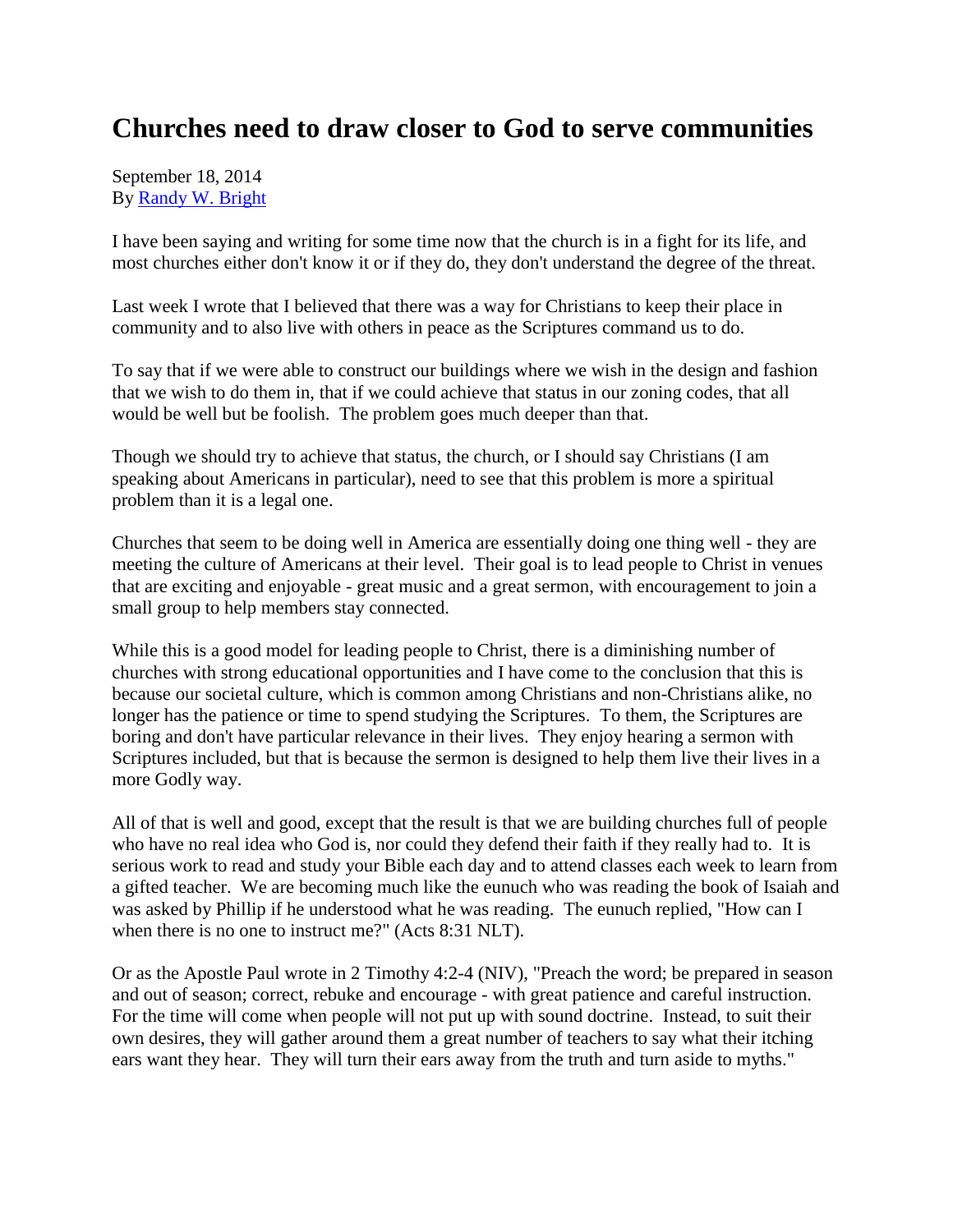# Churches need to draw closer to God to serve communities

September 18, 2014
By Randy W. Bright

I have been saying and writing for some time now that the church is in a fight for its life, and most churches either don't know it or if they do, they don't understand the degree of the threat.

Last week I wrote that I believed that there was a way for Christians to keep their place in community and to also live with others in peace as the Scriptures command us to do.

To say that if we were able to construct our buildings where we wish in the design and fashion that we wish to do them in, that if we could achieve that status in our zoning codes, that all would be well but be foolish. The problem goes much deeper than that.

Though we should try to achieve that status, the church, or I should say Christians (I am speaking about Americans in particular), need to see that this problem is more a spiritual problem than it is a legal one.

Churches that seem to be doing well in America are essentially doing one thing well - they are meeting the culture of Americans at their level. Their goal is to lead people to Christ in venues that are exciting and enjoyable - great music and a great sermon, with encouragement to join a small group to help members stay connected.

While this is a good model for leading people to Christ, there is a diminishing number of churches with strong educational opportunities and I have come to the conclusion that this is because our societal culture, which is common among Christians and non-Christians alike, no longer has the patience or time to spend studying the Scriptures. To them, the Scriptures are boring and don't have particular relevance in their lives. They enjoy hearing a sermon with Scriptures included, but that is because the sermon is designed to help them live their lives in a more Godly way.

All of that is well and good, except that the result is that we are building churches full of people who have no real idea who God is, nor could they defend their faith if they really had to. It is serious work to read and study your Bible each day and to attend classes each week to learn from a gifted teacher. We are becoming much like the eunuch who was reading the book of Isaiah and was asked by Phillip if he understood what he was reading. The eunuch replied, "How can I when there is no one to instruct me?" (Acts 8:31 NLT).

Or as the Apostle Paul wrote in 2 Timothy 4:2-4 (NIV), "Preach the word; be prepared in season and out of season; correct, rebuke and encourage - with great patience and careful instruction. For the time will come when people will not put up with sound doctrine. Instead, to suit their own desires, they will gather around them a great number of teachers to say what their itching ears want they hear. They will turn their ears away from the truth and turn aside to myths."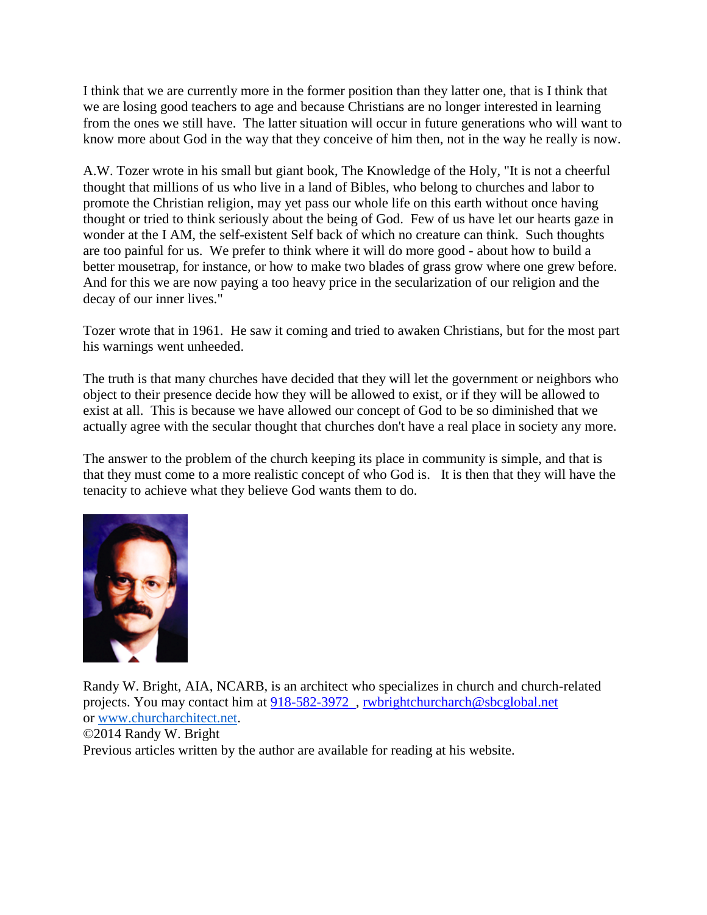I think that we are currently more in the former position than they latter one, that is I think that we are losing good teachers to age and because Christians are no longer interested in learning from the ones we still have. The latter situation will occur in future generations who will want to know more about God in the way that they conceive of him then, not in the way he really is now.

A.W. Tozer wrote in his small but giant book, The Knowledge of the Holy, "It is not a cheerful thought that millions of us who live in a land of Bibles, who belong to churches and labor to promote the Christian religion, may yet pass our whole life on this earth without once having thought or tried to think seriously about the being of God. Few of us have let our hearts gaze in wonder at the I AM, the self-existent Self back of which no creature can think. Such thoughts are too painful for us. We prefer to think where it will do more good - about how to build a better mousetrap, for instance, or how to make two blades of grass grow where one grew before. And for this we are now paying a too heavy price in the secularization of our religion and the decay of our inner lives."

Tozer wrote that in 1961. He saw it coming and tried to awaken Christians, but for the most part his warnings went unheeded.

The truth is that many churches have decided that they will let the government or neighbors who object to their presence decide how they will be allowed to exist, or if they will be allowed to exist at all. This is because we have allowed our concept of God to be so diminished that we actually agree with the secular thought that churches don't have a real place in society any more.

The answer to the problem of the church keeping its place in community is simple, and that is that they must come to a more realistic concept of who God is. It is then that they will have the tenacity to achieve what they believe God wants them to do.

Randy W. Bright, AIA, NCARB, is an architect who specializes in church and church-related projects. You may contact him at 918-582-3972 , rwbrightchurcharch@sbcglobal.net or www.churcharchitect.net.
©2014 Randy W. Bright
Previous articles written by the author are available for reading at his website.